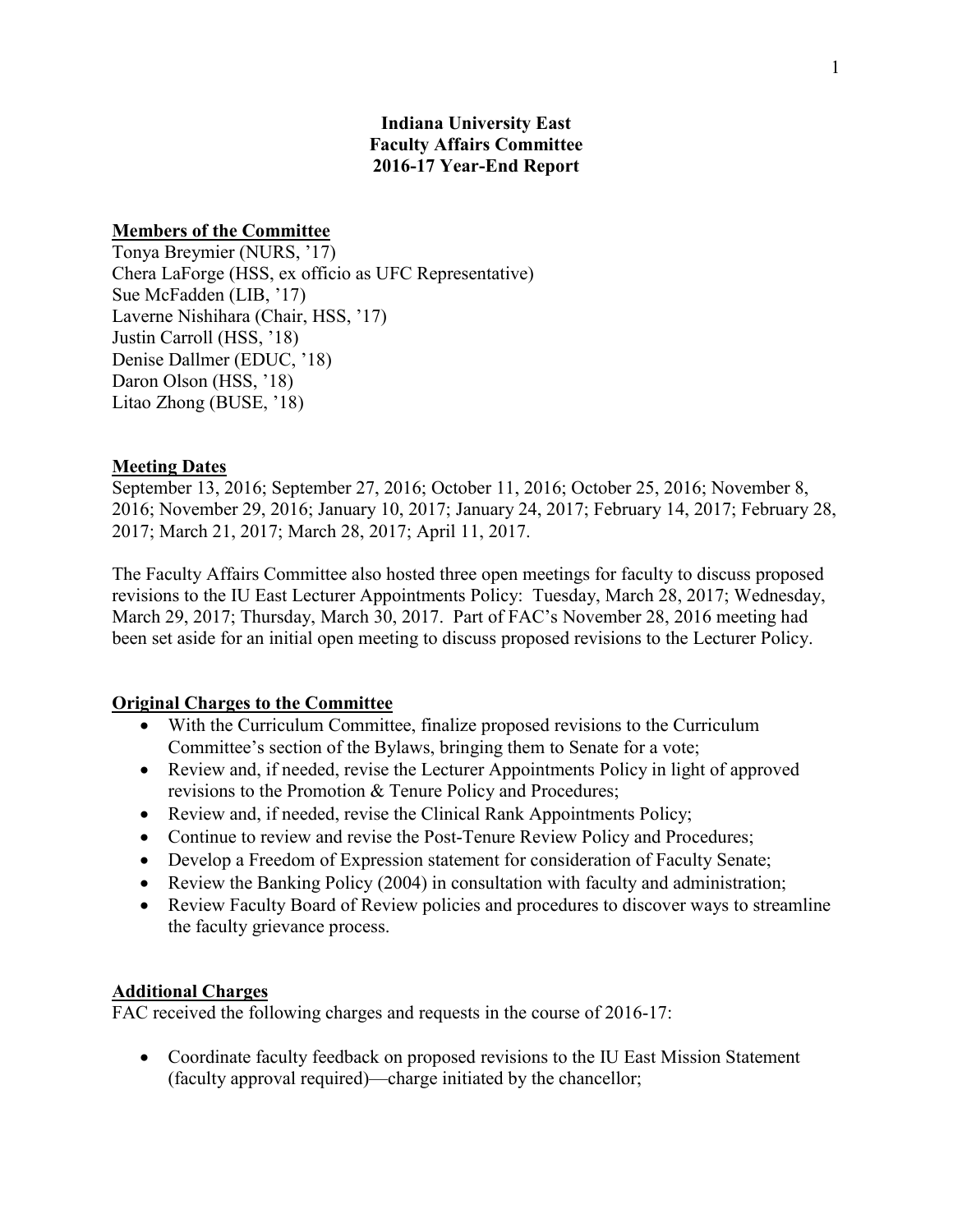# Indiana University East
# Faculty Affairs Committee
# 2016-17 Year-End Report

## Members of the Committee

Tonya Breymier (NURS, '17)
Chera LaForge (HSS, ex officio as UFC Representative)
Sue McFadden (LIB, '17)
Laverne Nishihara (Chair, HSS, '17)
Justin Carroll (HSS, '18)
Denise Dallmer (EDUC, '18)
Daron Olson (HSS, '18)
Litao Zhong (BUSE, '18)

## Meeting Dates

September 13, 2016; September 27, 2016; October 11, 2016; October 25, 2016; November 8, 2016; November 29, 2016; January 10, 2017; January 24, 2017; February 14, 2017; February 28, 2017; March 21, 2017; March 28, 2017; April 11, 2017.

The Faculty Affairs Committee also hosted three open meetings for faculty to discuss proposed revisions to the IU East Lecturer Appointments Policy: Tuesday, March 28, 2017; Wednesday, March 29, 2017; Thursday, March 30, 2017. Part of FAC's November 28, 2016 meeting had been set aside for an initial open meeting to discuss proposed revisions to the Lecturer Policy.

## Original Charges to the Committee

- With the Curriculum Committee, finalize proposed revisions to the Curriculum Committee's section of the Bylaws, bringing them to Senate for a vote;
- Review and, if needed, revise the Lecturer Appointments Policy in light of approved revisions to the Promotion & Tenure Policy and Procedures;
- Review and, if needed, revise the Clinical Rank Appointments Policy;
- Continue to review and revise the Post-Tenure Review Policy and Procedures;
- Develop a Freedom of Expression statement for consideration of Faculty Senate;
- Review the Banking Policy (2004) in consultation with faculty and administration;
- Review Faculty Board of Review policies and procedures to discover ways to streamline the faculty grievance process.

## Additional Charges

FAC received the following charges and requests in the course of 2016-17:

- Coordinate faculty feedback on proposed revisions to the IU East Mission Statement (faculty approval required)—charge initiated by the chancellor;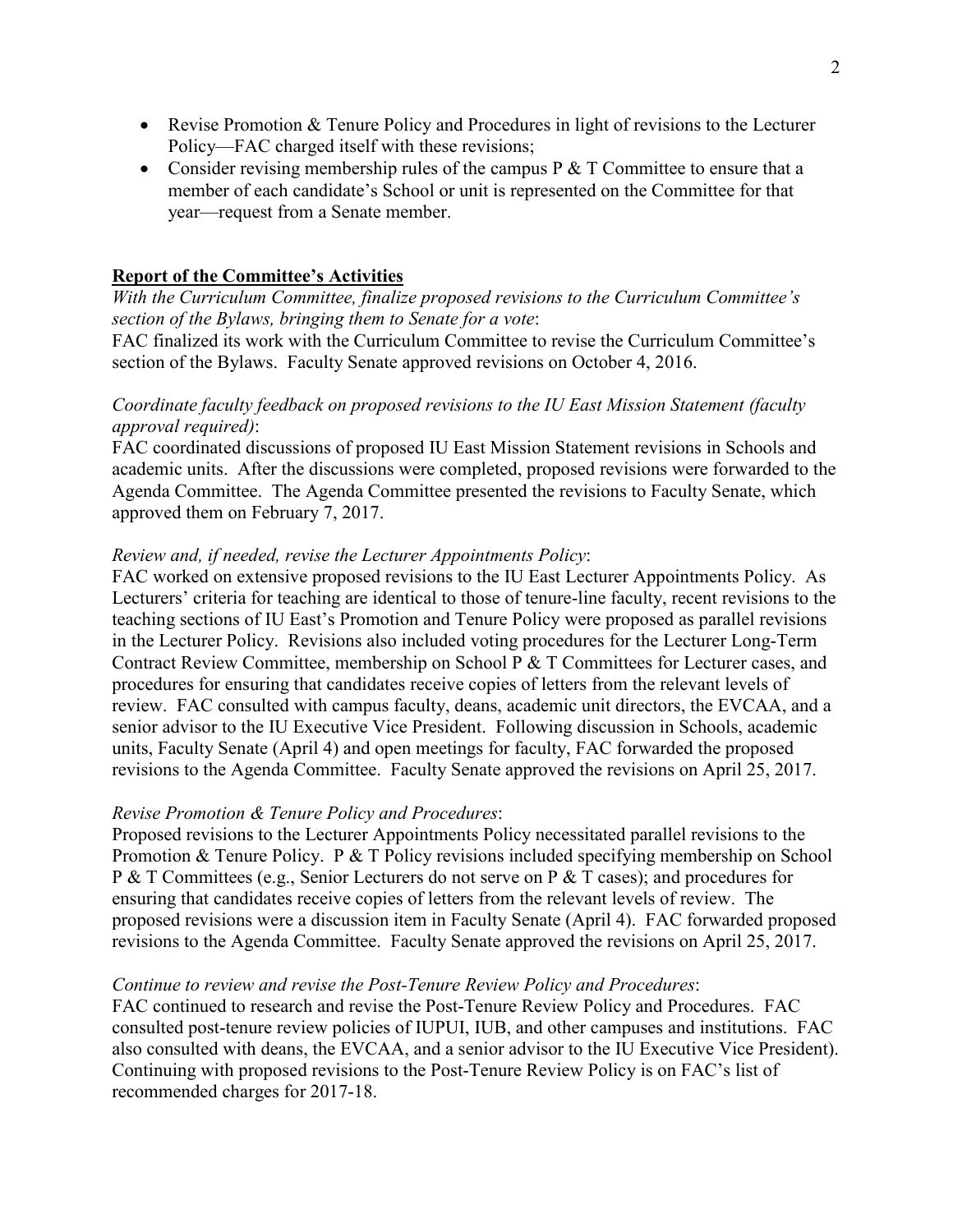- Revise Promotion & Tenure Policy and Procedures in light of revisions to the Lecturer Policy—FAC charged itself with these revisions;
- Consider revising membership rules of the campus P & T Committee to ensure that a member of each candidate's School or unit is represented on the Committee for that year—request from a Senate member.

## Report of the Committee's Activities

*With the Curriculum Committee, finalize proposed revisions to the Curriculum Committee's section of the Bylaws, bringing them to Senate for a vote*:

FAC finalized its work with the Curriculum Committee to revise the Curriculum Committee's section of the Bylaws. Faculty Senate approved revisions on October 4, 2016.

*Coordinate faculty feedback on proposed revisions to the IU East Mission Statement (faculty approval required)*:

FAC coordinated discussions of proposed IU East Mission Statement revisions in Schools and academic units. After the discussions were completed, proposed revisions were forwarded to the Agenda Committee. The Agenda Committee presented the revisions to Faculty Senate, which approved them on February 7, 2017.

*Review and, if needed, revise the Lecturer Appointments Policy*:

FAC worked on extensive proposed revisions to the IU East Lecturer Appointments Policy. As Lecturers' criteria for teaching are identical to those of tenure-line faculty, recent revisions to the teaching sections of IU East's Promotion and Tenure Policy were proposed as parallel revisions in the Lecturer Policy. Revisions also included voting procedures for the Lecturer Long-Term Contract Review Committee, membership on School P & T Committees for Lecturer cases, and procedures for ensuring that candidates receive copies of letters from the relevant levels of review. FAC consulted with campus faculty, deans, academic unit directors, the EVCAA, and a senior advisor to the IU Executive Vice President. Following discussion in Schools, academic units, Faculty Senate (April 4) and open meetings for faculty, FAC forwarded the proposed revisions to the Agenda Committee. Faculty Senate approved the revisions on April 25, 2017.

*Revise Promotion & Tenure Policy and Procedures*:

Proposed revisions to the Lecturer Appointments Policy necessitated parallel revisions to the Promotion & Tenure Policy. P & T Policy revisions included specifying membership on School P & T Committees (e.g., Senior Lecturers do not serve on P & T cases); and procedures for ensuring that candidates receive copies of letters from the relevant levels of review. The proposed revisions were a discussion item in Faculty Senate (April 4). FAC forwarded proposed revisions to the Agenda Committee. Faculty Senate approved the revisions on April 25, 2017.

*Continue to review and revise the Post-Tenure Review Policy and Procedures*:

FAC continued to research and revise the Post-Tenure Review Policy and Procedures. FAC consulted post-tenure review policies of IUPUI, IUB, and other campuses and institutions. FAC also consulted with deans, the EVCAA, and a senior advisor to the IU Executive Vice President). Continuing with proposed revisions to the Post-Tenure Review Policy is on FAC's list of recommended charges for 2017-18.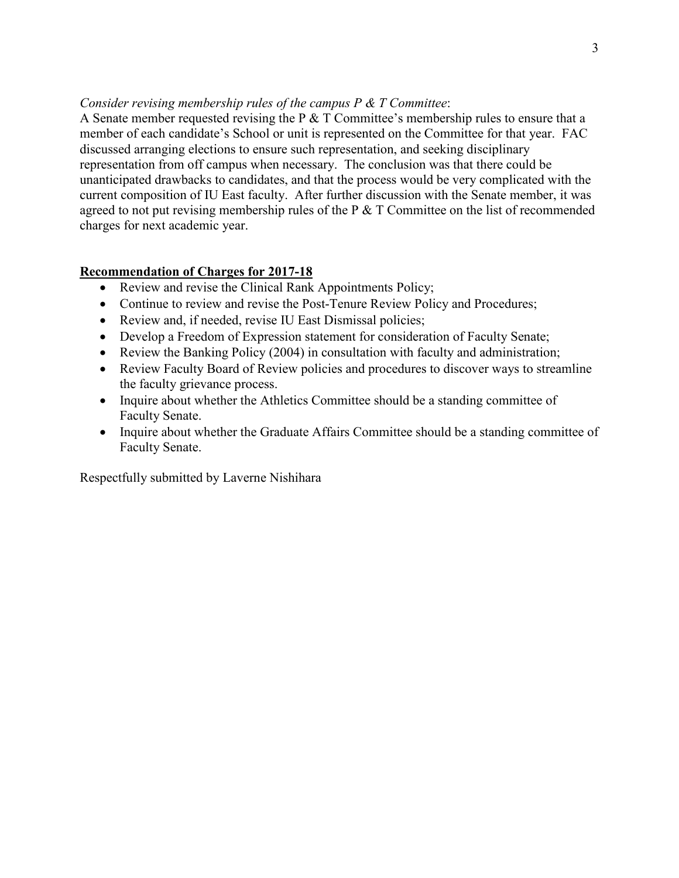*Consider revising membership rules of the campus P & T Committee*:
A Senate member requested revising the P & T Committee's membership rules to ensure that a member of each candidate's School or unit is represented on the Committee for that year. FAC discussed arranging elections to ensure such representation, and seeking disciplinary representation from off campus when necessary. The conclusion was that there could be unanticipated drawbacks to candidates, and that the process would be very complicated with the current composition of IU East faculty. After further discussion with the Senate member, it was agreed to not put revising membership rules of the P & T Committee on the list of recommended charges for next academic year.

## Recommendation of Charges for 2017-18

- Review and revise the Clinical Rank Appointments Policy;
- Continue to review and revise the Post-Tenure Review Policy and Procedures;
- Review and, if needed, revise IU East Dismissal policies;
- Develop a Freedom of Expression statement for consideration of Faculty Senate;
- Review the Banking Policy (2004) in consultation with faculty and administration;
- Review Faculty Board of Review policies and procedures to discover ways to streamline the faculty grievance process.
- Inquire about whether the Athletics Committee should be a standing committee of Faculty Senate.
- Inquire about whether the Graduate Affairs Committee should be a standing committee of Faculty Senate.

Respectfully submitted by Laverne Nishihara